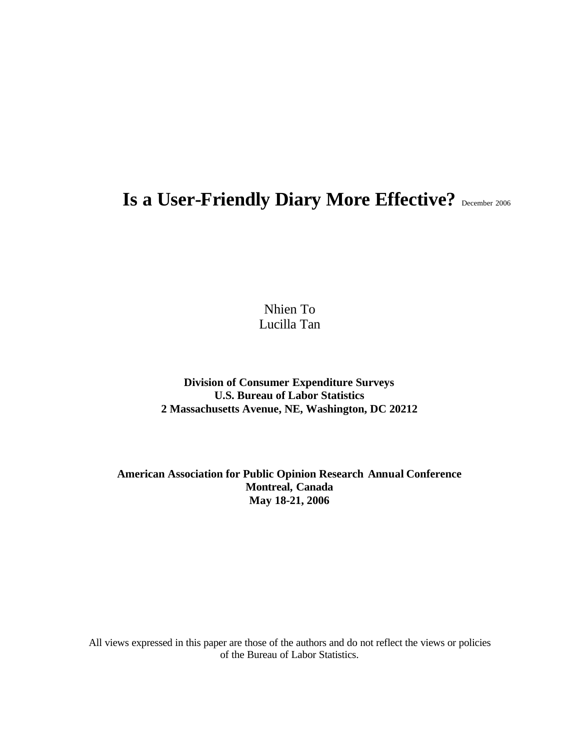# Is a User-Friendly Diary More Effective? December 2006

Nhien To
Lucilla Tan

**Division of Consumer Expenditure Surveys**
**U.S. Bureau of Labor Statistics**
**2 Massachusetts Avenue, NE, Washington, DC 20212**

**American Association for Public Opinion Research Annual Conference**
**Montreal, Canada**
**May 18-21, 2006**

All views expressed in this paper are those of the authors and do not reflect the views or policies of the Bureau of Labor Statistics.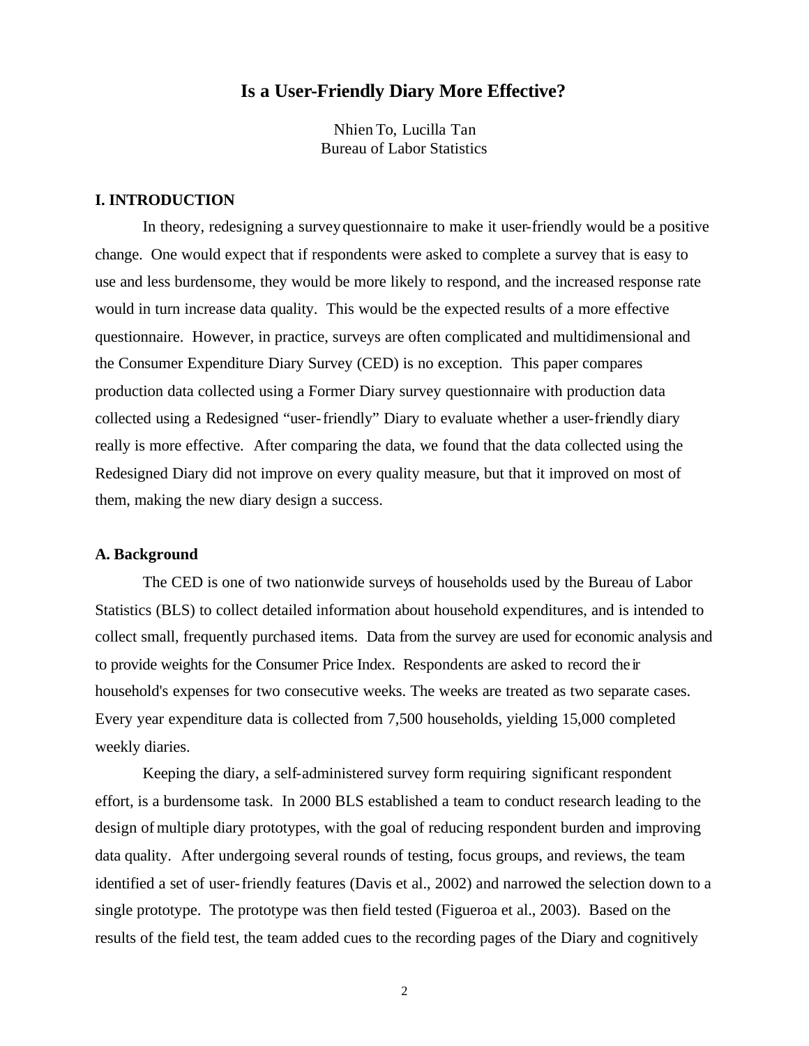# Is a User-Friendly Diary More Effective?

Nhien To, Lucilla Tan
Bureau of Labor Statistics

## I. INTRODUCTION

In theory, redesigning a survey questionnaire to make it user-friendly would be a positive change. One would expect that if respondents were asked to complete a survey that is easy to use and less burdensome, they would be more likely to respond, and the increased response rate would in turn increase data quality. This would be the expected results of a more effective questionnaire. However, in practice, surveys are often complicated and multidimensional and the Consumer Expenditure Diary Survey (CED) is no exception. This paper compares production data collected using a Former Diary survey questionnaire with production data collected using a Redesigned "user-friendly" Diary to evaluate whether a user-friendly diary really is more effective. After comparing the data, we found that the data collected using the Redesigned Diary did not improve on every quality measure, but that it improved on most of them, making the new diary design a success.

### A. Background

The CED is one of two nationwide surveys of households used by the Bureau of Labor Statistics (BLS) to collect detailed information about household expenditures, and is intended to collect small, frequently purchased items. Data from the survey are used for economic analysis and to provide weights for the Consumer Price Index. Respondents are asked to record their household's expenses for two consecutive weeks. The weeks are treated as two separate cases. Every year expenditure data is collected from 7,500 households, yielding 15,000 completed weekly diaries.

Keeping the diary, a self-administered survey form requiring significant respondent effort, is a burdensome task. In 2000 BLS established a team to conduct research leading to the design of multiple diary prototypes, with the goal of reducing respondent burden and improving data quality. After undergoing several rounds of testing, focus groups, and reviews, the team identified a set of user-friendly features (Davis et al., 2002) and narrowed the selection down to a single prototype. The prototype was then field tested (Figueroa et al., 2003). Based on the results of the field test, the team added cues to the recording pages of the Diary and cognitively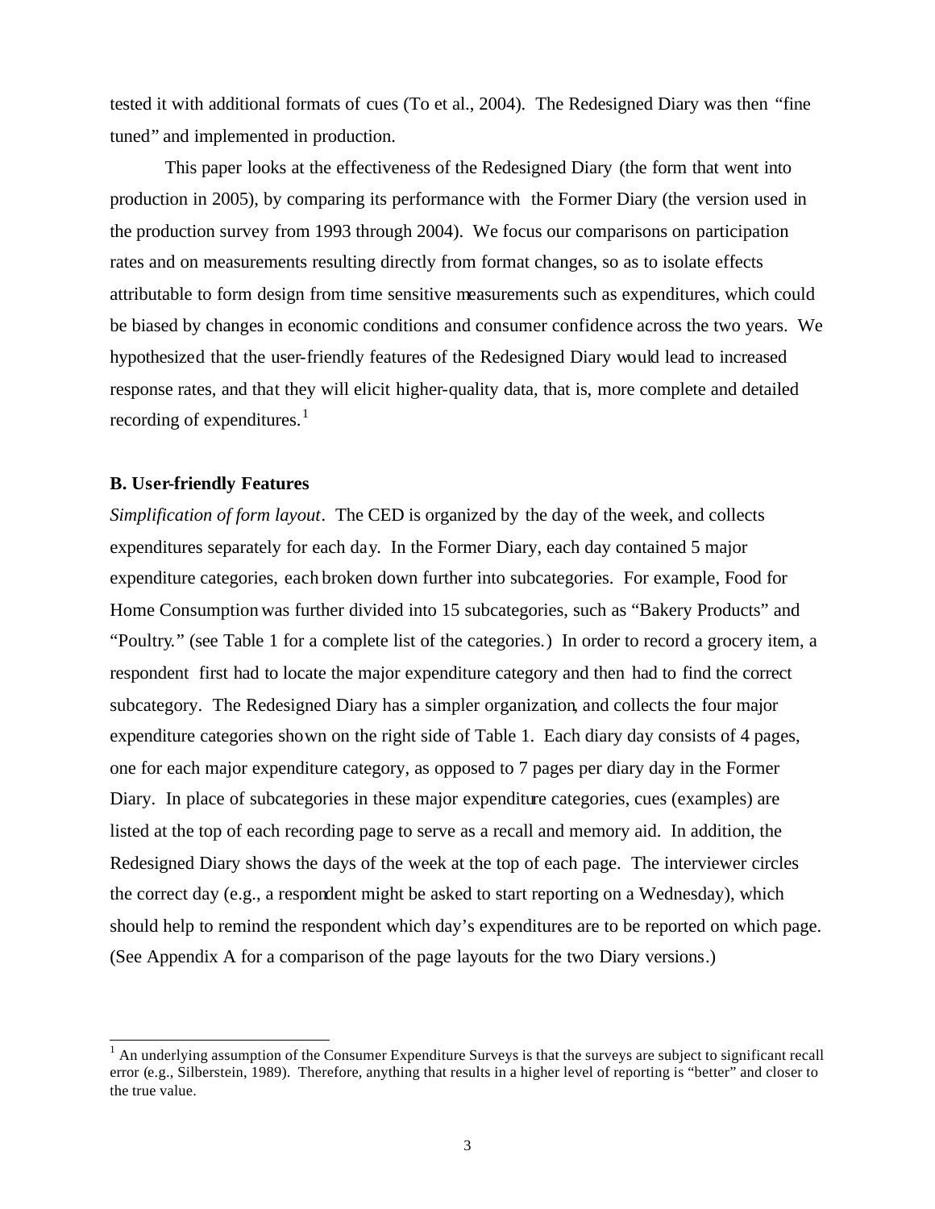tested it with additional formats of cues (To et al., 2004). The Redesigned Diary was then "fine tuned" and implemented in production.

This paper looks at the effectiveness of the Redesigned Diary (the form that went into production in 2005), by comparing its performance with the Former Diary (the version used in the production survey from 1993 through 2004). We focus our comparisons on participation rates and on measurements resulting directly from format changes, so as to isolate effects attributable to form design from time sensitive measurements such as expenditures, which could be biased by changes in economic conditions and consumer confidence across the two years. We hypothesized that the user-friendly features of the Redesigned Diary would lead to increased response rates, and that they will elicit higher-quality data, that is, more complete and detailed recording of expenditures.[1]

### B. User-friendly Features

*Simplification of form layout*. The CED is organized by the day of the week, and collects expenditures separately for each day. In the Former Diary, each day contained 5 major expenditure categories, each broken down further into subcategories. For example, Food for Home Consumption was further divided into 15 subcategories, such as "Bakery Products" and "Poultry." (see Table 1 for a complete list of the categories.) In order to record a grocery item, a respondent first had to locate the major expenditure category and then had to find the correct subcategory. The Redesigned Diary has a simpler organization, and collects the four major expenditure categories shown on the right side of Table 1. Each diary day consists of 4 pages, one for each major expenditure category, as opposed to 7 pages per diary day in the Former Diary. In place of subcategories in these major expenditure categories, cues (examples) are listed at the top of each recording page to serve as a recall and memory aid. In addition, the Redesigned Diary shows the days of the week at the top of each page. The interviewer circles the correct day (e.g., a respondent might be asked to start reporting on a Wednesday), which should help to remind the respondent which day's expenditures are to be reported on which page. (See Appendix A for a comparison of the page layouts for the two Diary versions.)

---

[1] An underlying assumption of the Consumer Expenditure Surveys is that the surveys are subject to significant recall error (e.g., Silberstein, 1989). Therefore, anything that results in a higher level of reporting is "better" and closer to the true value.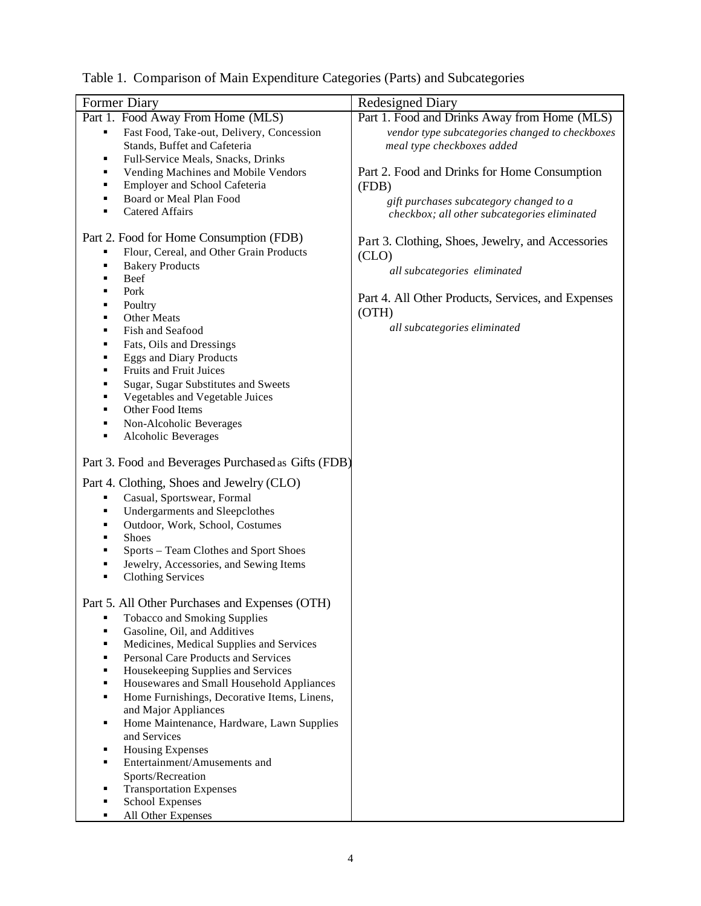Table 1. Comparison of Main Expenditure Categories (Parts) and Subcategories

| Former Diary | Redesigned Diary |
|---|---|
| Part 1. Food Away From Home (MLS)<br>▪ Fast Food, Take-out, Delivery, Concession Stands, Buffet and Cafeteria<br>▪ Full-Service Meals, Snacks, Drinks<br>▪ Vending Machines and Mobile Vendors<br>▪ Employer and School Cafeteria<br>▪ Board or Meal Plan Food<br>▪ Catered Affairs<br><br>Part 2. Food for Home Consumption (FDB)<br>▪ Flour, Cereal, and Other Grain Products<br>▪ Bakery Products<br>▪ Beef<br>▪ Pork<br>▪ Poultry<br>▪ Other Meats<br>▪ Fish and Seafood<br>▪ Fats, Oils and Dressings<br>▪ Eggs and Diary Products<br>▪ Fruits and Fruit Juices<br>▪ Sugar, Sugar Substitutes and Sweets<br>▪ Vegetables and Vegetable Juices<br>▪ Other Food Items<br>▪ Non-Alcoholic Beverages<br>▪ Alcoholic Beverages<br><br>Part 3. Food and Beverages Purchased as Gifts (FDB)<br><br>Part 4. Clothing, Shoes and Jewelry (CLO)<br>▪ Casual, Sportswear, Formal<br>▪ Undergarments and Sleepclothes<br>▪ Outdoor, Work, School, Costumes<br>▪ Shoes<br>▪ Sports – Team Clothes and Sport Shoes<br>▪ Jewelry, Accessories, and Sewing Items<br>▪ Clothing Services<br><br>Part 5. All Other Purchases and Expenses (OTH)<br>▪ Tobacco and Smoking Supplies<br>▪ Gasoline, Oil, and Additives<br>▪ Medicines, Medical Supplies and Services<br>▪ Personal Care Products and Services<br>▪ Housekeeping Supplies and Services<br>▪ Housewares and Small Household Appliances<br>▪ Home Furnishings, Decorative Items, Linens, and Major Appliances<br>▪ Home Maintenance, Hardware, Lawn Supplies and Services<br>▪ Housing Expenses<br>▪ Entertainment/Amusements and Sports/Recreation<br>▪ Transportation Expenses<br>▪ School Expenses<br>▪ All Other Expenses | Part 1. Food and Drinks Away from Home (MLS)<br>*vendor type subcategories changed to checkboxes*<br>*meal type checkboxes added*<br><br>Part 2. Food and Drinks for Home Consumption (FDB)<br>*gift purchases subcategory changed to a checkbox; all other subcategories eliminated*<br><br>Part 3. Clothing, Shoes, Jewelry, and Accessories (CLO)<br>*all subcategories eliminated*<br><br>Part 4. All Other Products, Services, and Expenses (OTH)<br>*all subcategories eliminated* |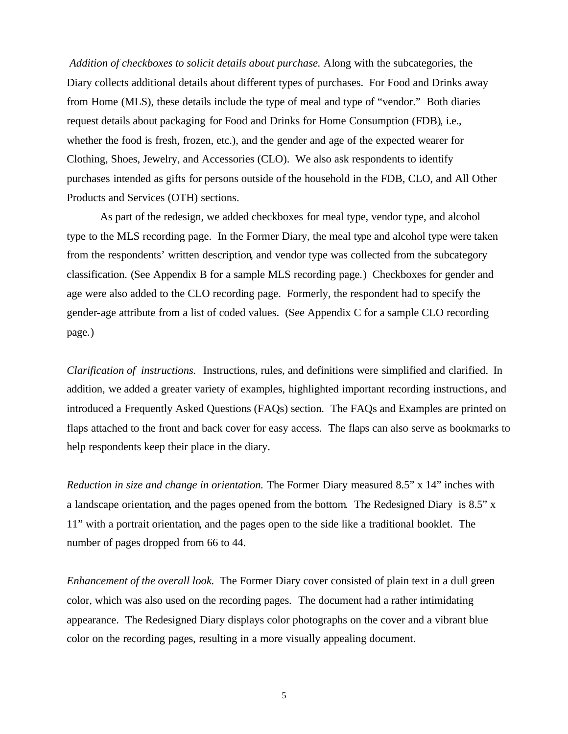*Addition of checkboxes to solicit details about purchase.* Along with the subcategories, the Diary collects additional details about different types of purchases. For Food and Drinks away from Home (MLS), these details include the type of meal and type of "vendor." Both diaries request details about packaging for Food and Drinks for Home Consumption (FDB), i.e., whether the food is fresh, frozen, etc.), and the gender and age of the expected wearer for Clothing, Shoes, Jewelry, and Accessories (CLO). We also ask respondents to identify purchases intended as gifts for persons outside of the household in the FDB, CLO, and All Other Products and Services (OTH) sections.

As part of the redesign, we added checkboxes for meal type, vendor type, and alcohol type to the MLS recording page. In the Former Diary, the meal type and alcohol type were taken from the respondents' written description, and vendor type was collected from the subcategory classification. (See Appendix B for a sample MLS recording page.) Checkboxes for gender and age were also added to the CLO recording page. Formerly, the respondent had to specify the gender-age attribute from a list of coded values. (See Appendix C for a sample CLO recording page.)

*Clarification of instructions.* Instructions, rules, and definitions were simplified and clarified. In addition, we added a greater variety of examples, highlighted important recording instructions, and introduced a Frequently Asked Questions (FAQs) section. The FAQs and Examples are printed on flaps attached to the front and back cover for easy access. The flaps can also serve as bookmarks to help respondents keep their place in the diary.

*Reduction in size and change in orientation.* The Former Diary measured 8.5" x 14" inches with a landscape orientation, and the pages opened from the bottom. The Redesigned Diary is 8.5" x 11" with a portrait orientation, and the pages open to the side like a traditional booklet. The number of pages dropped from 66 to 44.

*Enhancement of the overall look.* The Former Diary cover consisted of plain text in a dull green color, which was also used on the recording pages. The document had a rather intimidating appearance. The Redesigned Diary displays color photographs on the cover and a vibrant blue color on the recording pages, resulting in a more visually appealing document.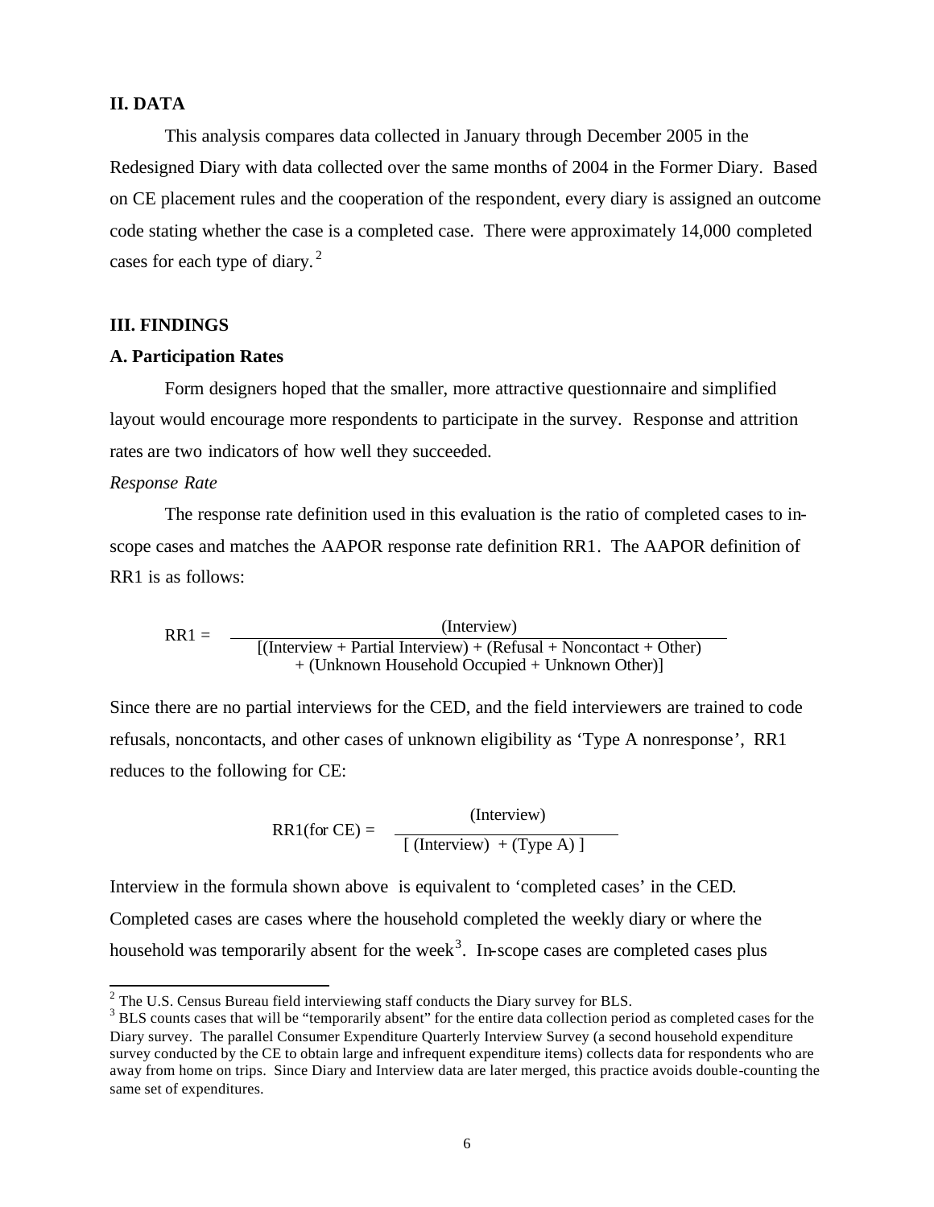## II. DATA

This analysis compares data collected in January through December 2005 in the Redesigned Diary with data collected over the same months of 2004 in the Former Diary. Based on CE placement rules and the cooperation of the respondent, every diary is assigned an outcome code stating whether the case is a completed case. There were approximately 14,000 completed cases for each type of diary.[2]

## III. FINDINGS

### A. Participation Rates

Form designers hoped that the smaller, more attractive questionnaire and simplified layout would encourage more respondents to participate in the survey. Response and attrition rates are two indicators of how well they succeeded.

*Response Rate*

The response rate definition used in this evaluation is the ratio of completed cases to in-scope cases and matches the AAPOR response rate definition RR1. The AAPOR definition of RR1 is as follows:

$$\text{RR1} = \frac{\text{(Interview)}}{[\text{(Interview + Partial Interview) + (Refusal + Noncontact + Other)} + \text{(Unknown Household Occupied + Unknown Other)}]}$$

Since there are no partial interviews for the CED, and the field interviewers are trained to code refusals, noncontacts, and other cases of unknown eligibility as 'Type A nonresponse', RR1 reduces to the following for CE:

$$\text{RR1(for CE)} = \frac{\text{(Interview)}}{[\text{ (Interview) + (Type A) }]}$$

Interview in the formula shown above is equivalent to 'completed cases' in the CED. Completed cases are cases where the household completed the weekly diary or where the household was temporarily absent for the week[3]. In-scope cases are completed cases plus

---

[2] The U.S. Census Bureau field interviewing staff conducts the Diary survey for BLS.

[3] BLS counts cases that will be "temporarily absent" for the entire data collection period as completed cases for the Diary survey. The parallel Consumer Expenditure Quarterly Interview Survey (a second household expenditure survey conducted by the CE to obtain large and infrequent expenditure items) collects data for respondents who are away from home on trips. Since Diary and Interview data are later merged, this practice avoids double-counting the same set of expenditures.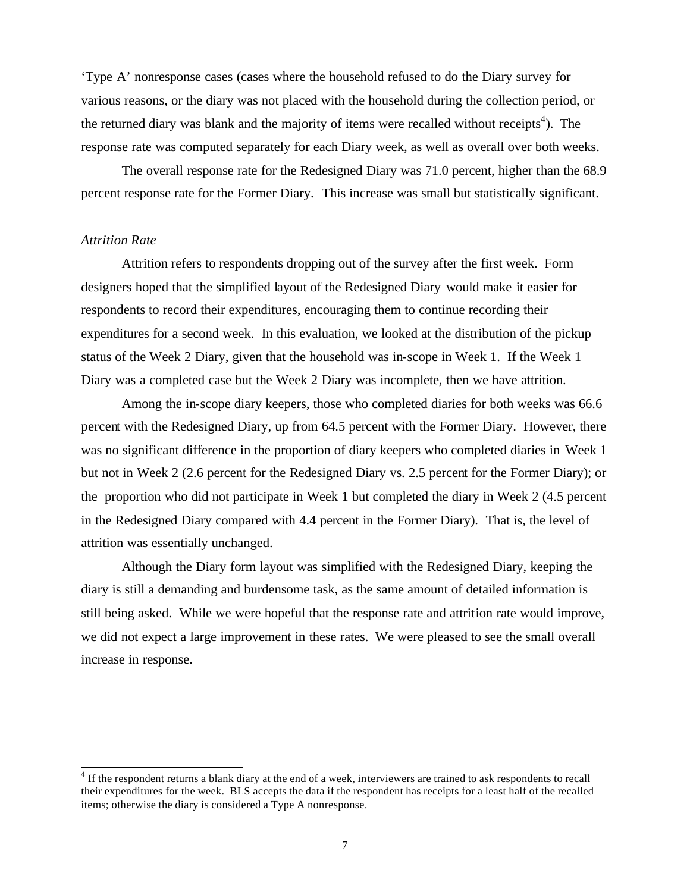'Type A' nonresponse cases (cases where the household refused to do the Diary survey for various reasons, or the diary was not placed with the household during the collection period, or the returned diary was blank and the majority of items were recalled without receipts[4]). The response rate was computed separately for each Diary week, as well as overall over both weeks.

The overall response rate for the Redesigned Diary was 71.0 percent, higher than the 68.9 percent response rate for the Former Diary. This increase was small but statistically significant.

*Attrition Rate*

Attrition refers to respondents dropping out of the survey after the first week. Form designers hoped that the simplified layout of the Redesigned Diary would make it easier for respondents to record their expenditures, encouraging them to continue recording their expenditures for a second week. In this evaluation, we looked at the distribution of the pickup status of the Week 2 Diary, given that the household was in-scope in Week 1. If the Week 1 Diary was a completed case but the Week 2 Diary was incomplete, then we have attrition.

Among the in-scope diary keepers, those who completed diaries for both weeks was 66.6 percent with the Redesigned Diary, up from 64.5 percent with the Former Diary. However, there was no significant difference in the proportion of diary keepers who completed diaries in Week 1 but not in Week 2 (2.6 percent for the Redesigned Diary vs. 2.5 percent for the Former Diary); or the proportion who did not participate in Week 1 but completed the diary in Week 2 (4.5 percent in the Redesigned Diary compared with 4.4 percent in the Former Diary). That is, the level of attrition was essentially unchanged.

Although the Diary form layout was simplified with the Redesigned Diary, keeping the diary is still a demanding and burdensome task, as the same amount of detailed information is still being asked. While we were hopeful that the response rate and attrition rate would improve, we did not expect a large improvement in these rates. We were pleased to see the small overall increase in response.

---

[4] If the respondent returns a blank diary at the end of a week, interviewers are trained to ask respondents to recall their expenditures for the week. BLS accepts the data if the respondent has receipts for a least half of the recalled items; otherwise the diary is considered a Type A nonresponse.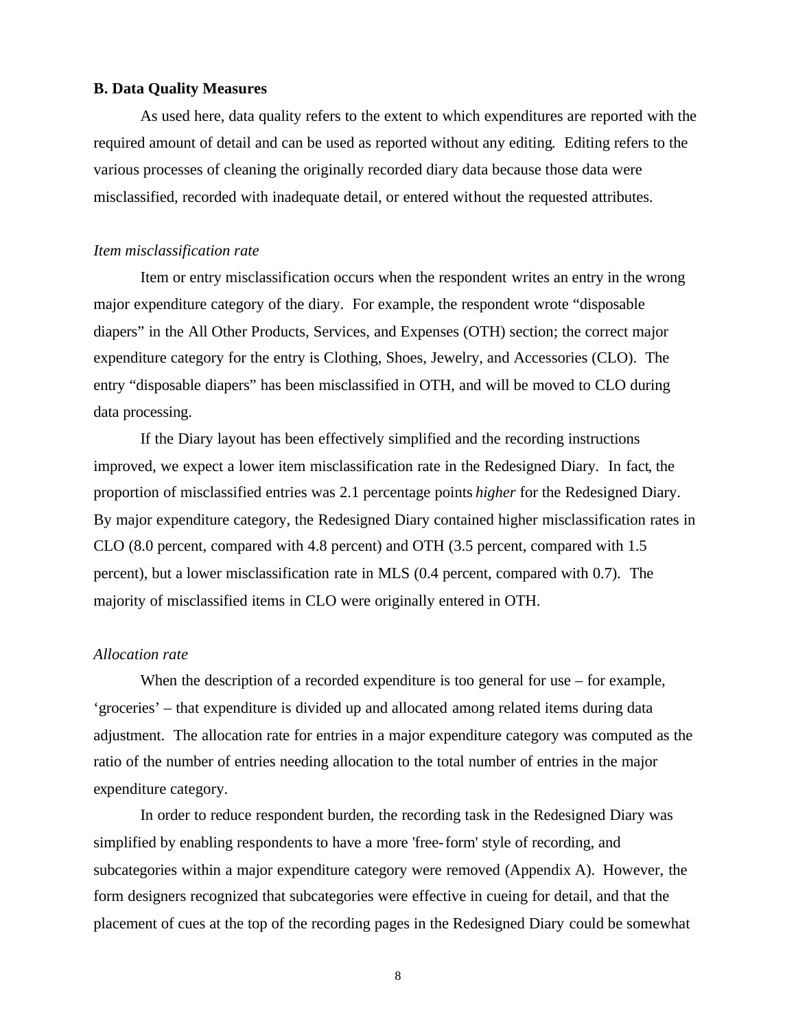**B. Data Quality Measures**

As used here, data quality refers to the extent to which expenditures are reported with the required amount of detail and can be used as reported without any editing. Editing refers to the various processes of cleaning the originally recorded diary data because those data were misclassified, recorded with inadequate detail, or entered without the requested attributes.

*Item misclassification rate*

Item or entry misclassification occurs when the respondent writes an entry in the wrong major expenditure category of the diary. For example, the respondent wrote "disposable diapers" in the All Other Products, Services, and Expenses (OTH) section; the correct major expenditure category for the entry is Clothing, Shoes, Jewelry, and Accessories (CLO). The entry "disposable diapers" has been misclassified in OTH, and will be moved to CLO during data processing.

If the Diary layout has been effectively simplified and the recording instructions improved, we expect a lower item misclassification rate in the Redesigned Diary. In fact, the proportion of misclassified entries was 2.1 percentage points *higher* for the Redesigned Diary. By major expenditure category, the Redesigned Diary contained higher misclassification rates in CLO (8.0 percent, compared with 4.8 percent) and OTH (3.5 percent, compared with 1.5 percent), but a lower misclassification rate in MLS (0.4 percent, compared with 0.7). The majority of misclassified items in CLO were originally entered in OTH.

*Allocation rate*

When the description of a recorded expenditure is too general for use – for example, 'groceries' – that expenditure is divided up and allocated among related items during data adjustment. The allocation rate for entries in a major expenditure category was computed as the ratio of the number of entries needing allocation to the total number of entries in the major expenditure category.

In order to reduce respondent burden, the recording task in the Redesigned Diary was simplified by enabling respondents to have a more 'free-form' style of recording, and subcategories within a major expenditure category were removed (Appendix A). However, the form designers recognized that subcategories were effective in cueing for detail, and that the placement of cues at the top of the recording pages in the Redesigned Diary could be somewhat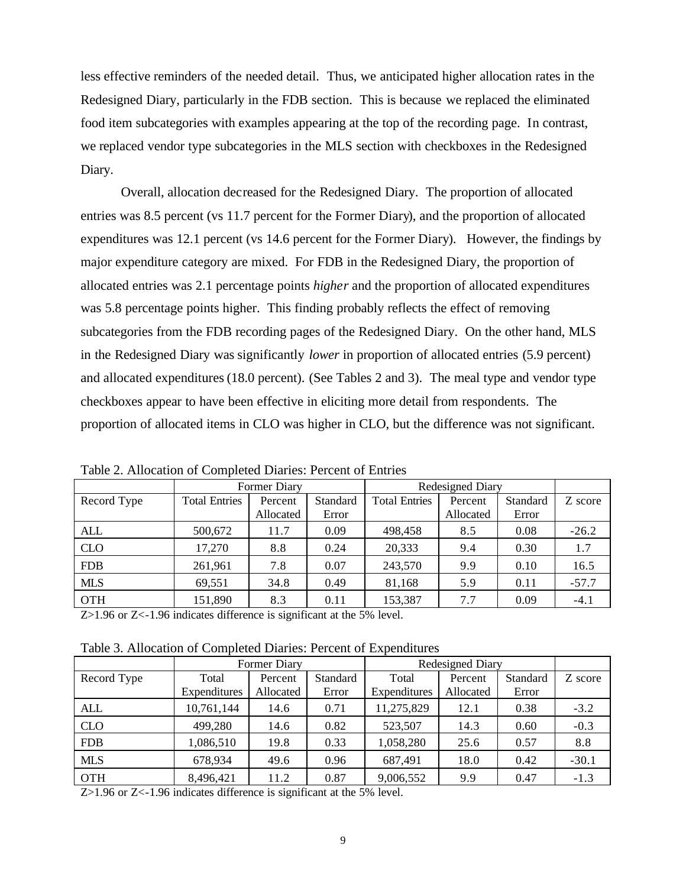less effective reminders of the needed detail. Thus, we anticipated higher allocation rates in the Redesigned Diary, particularly in the FDB section. This is because we replaced the eliminated food item subcategories with examples appearing at the top of the recording page. In contrast, we replaced vendor type subcategories in the MLS section with checkboxes in the Redesigned Diary.

Overall, allocation decreased for the Redesigned Diary. The proportion of allocated entries was 8.5 percent (vs 11.7 percent for the Former Diary), and the proportion of allocated expenditures was 12.1 percent (vs 14.6 percent for the Former Diary). However, the findings by major expenditure category are mixed. For FDB in the Redesigned Diary, the proportion of allocated entries was 2.1 percentage points *higher* and the proportion of allocated expenditures was 5.8 percentage points higher. This finding probably reflects the effect of removing subcategories from the FDB recording pages of the Redesigned Diary. On the other hand, MLS in the Redesigned Diary was significantly *lower* in proportion of allocated entries (5.9 percent) and allocated expenditures (18.0 percent). (See Tables 2 and 3). The meal type and vendor type checkboxes appear to have been effective in eliciting more detail from respondents. The proportion of allocated items in CLO was higher in CLO, but the difference was not significant.

Table 2. Allocation of Completed Diaries: Percent of Entries

| | Former Diary | | | Redesigned Diary | | | |
|---|---|---|---|---|---|---|---|
| Record Type | Total Entries | Percent Allocated | Standard Error | Total Entries | Percent Allocated | Standard Error | Z score |
| ALL | 500,672 | 11.7 | 0.09 | 498,458 | 8.5 | 0.08 | -26.2 |
| CLO | 17,270 | 8.8 | 0.24 | 20,333 | 9.4 | 0.30 | 1.7 |
| FDB | 261,961 | 7.8 | 0.07 | 243,570 | 9.9 | 0.10 | 16.5 |
| MLS | 69,551 | 34.8 | 0.49 | 81,168 | 5.9 | 0.11 | -57.7 |
| OTH | 151,890 | 8.3 | 0.11 | 153,387 | 7.7 | 0.09 | -4.1 |

Z>1.96 or Z<-1.96 indicates difference is significant at the 5% level.

Table 3. Allocation of Completed Diaries: Percent of Expenditures

| | Former Diary | | | Redesigned Diary | | | |
|---|---|---|---|---|---|---|---|
| Record Type | Total Expenditures | Percent Allocated | Standard Error | Total Expenditures | Percent Allocated | Standard Error | Z score |
| ALL | 10,761,144 | 14.6 | 0.71 | 11,275,829 | 12.1 | 0.38 | -3.2 |
| CLO | 499,280 | 14.6 | 0.82 | 523,507 | 14.3 | 0.60 | -0.3 |
| FDB | 1,086,510 | 19.8 | 0.33 | 1,058,280 | 25.6 | 0.57 | 8.8 |
| MLS | 678,934 | 49.6 | 0.96 | 687,491 | 18.0 | 0.42 | -30.1 |
| OTH | 8,496,421 | 11.2 | 0.87 | 9,006,552 | 9.9 | 0.47 | -1.3 |

Z>1.96 or Z<-1.96 indicates difference is significant at the 5% level.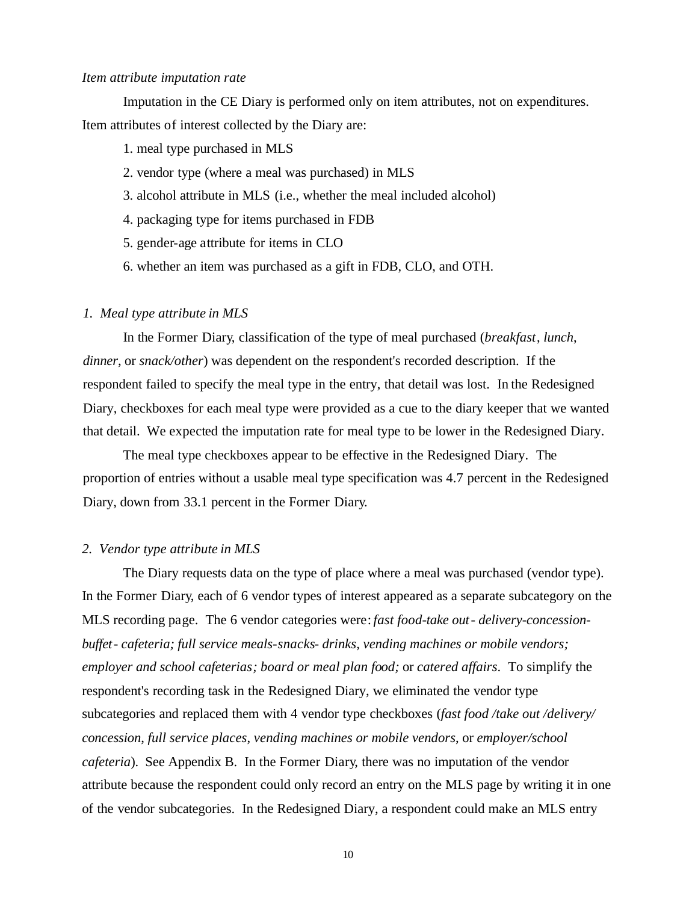*Item attribute imputation rate*

Imputation in the CE Diary is performed only on item attributes, not on expenditures. Item attributes of interest collected by the Diary are:

1. meal type purchased in MLS
2. vendor type (where a meal was purchased) in MLS
3. alcohol attribute in MLS (i.e., whether the meal included alcohol)
4. packaging type for items purchased in FDB
5. gender-age attribute for items in CLO
6. whether an item was purchased as a gift in FDB, CLO, and OTH.

*1. Meal type attribute in MLS*

In the Former Diary, classification of the type of meal purchased (*breakfast*, *lunch*, *dinner*, or *snack/other*) was dependent on the respondent's recorded description. If the respondent failed to specify the meal type in the entry, that detail was lost. In the Redesigned Diary, checkboxes for each meal type were provided as a cue to the diary keeper that we wanted that detail. We expected the imputation rate for meal type to be lower in the Redesigned Diary.

The meal type checkboxes appear to be effective in the Redesigned Diary. The proportion of entries without a usable meal type specification was 4.7 percent in the Redesigned Diary, down from 33.1 percent in the Former Diary.

*2. Vendor type attribute in MLS*

The Diary requests data on the type of place where a meal was purchased (vendor type). In the Former Diary, each of 6 vendor types of interest appeared as a separate subcategory on the MLS recording page. The 6 vendor categories were: *fast food-take out - delivery-concession-buffet - cafeteria; full service meals-snacks- drinks, vending machines or mobile vendors; employer and school cafeterias; board or meal plan food;* or *catered affairs*. To simplify the respondent's recording task in the Redesigned Diary, we eliminated the vendor type subcategories and replaced them with 4 vendor type checkboxes (*fast food /take out /delivery/ concession*, *full service places*, *vending machines or mobile vendors*, or *employer/school cafeteria*). See Appendix B. In the Former Diary, there was no imputation of the vendor attribute because the respondent could only record an entry on the MLS page by writing it in one of the vendor subcategories. In the Redesigned Diary, a respondent could make an MLS entry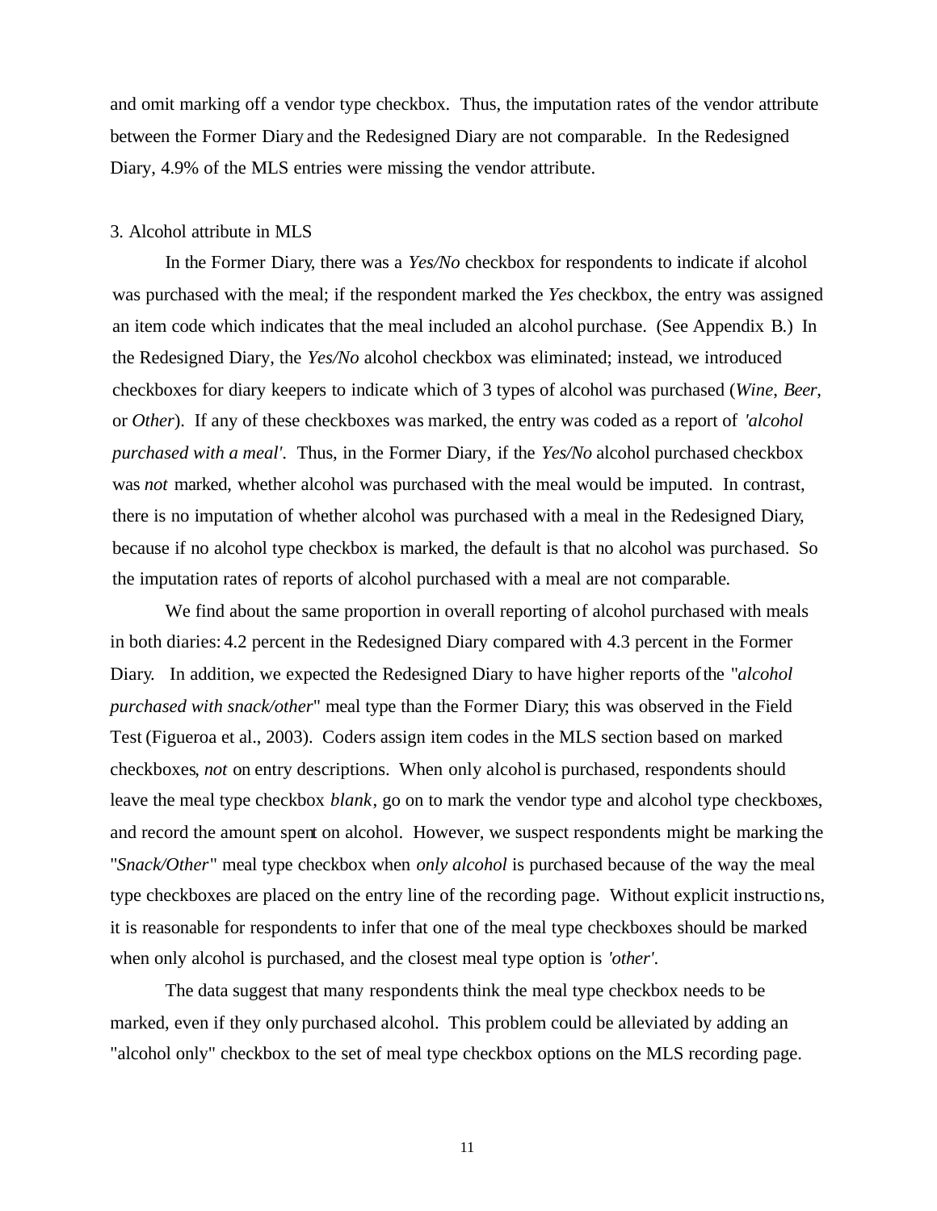and omit marking off a vendor type checkbox. Thus, the imputation rates of the vendor attribute between the Former Diary and the Redesigned Diary are not comparable. In the Redesigned Diary, 4.9% of the MLS entries were missing the vendor attribute.

3. Alcohol attribute in MLS

In the Former Diary, there was a *Yes/No* checkbox for respondents to indicate if alcohol was purchased with the meal; if the respondent marked the *Yes* checkbox, the entry was assigned an item code which indicates that the meal included an alcohol purchase. (See Appendix B.) In the Redesigned Diary, the *Yes/No* alcohol checkbox was eliminated; instead, we introduced checkboxes for diary keepers to indicate which of 3 types of alcohol was purchased (*Wine*, *Beer*, or *Other*). If any of these checkboxes was marked, the entry was coded as a report of *'alcohol purchased with a meal'*. Thus, in the Former Diary, if the *Yes/No* alcohol purchased checkbox was *not* marked, whether alcohol was purchased with the meal would be imputed. In contrast, there is no imputation of whether alcohol was purchased with a meal in the Redesigned Diary, because if no alcohol type checkbox is marked, the default is that no alcohol was purchased. So the imputation rates of reports of alcohol purchased with a meal are not comparable.

We find about the same proportion in overall reporting of alcohol purchased with meals in both diaries: 4.2 percent in the Redesigned Diary compared with 4.3 percent in the Former Diary. In addition, we expected the Redesigned Diary to have higher reports of the "*alcohol purchased with snack/other*" meal type than the Former Diary; this was observed in the Field Test (Figueroa et al., 2003). Coders assign item codes in the MLS section based on marked checkboxes, *not* on entry descriptions. When only alcohol is purchased, respondents should leave the meal type checkbox *blank*, go on to mark the vendor type and alcohol type checkboxes, and record the amount spent on alcohol. However, we suspect respondents might be marking the "*Snack/Other*" meal type checkbox when *only alcohol* is purchased because of the way the meal type checkboxes are placed on the entry line of the recording page. Without explicit instructions, it is reasonable for respondents to infer that one of the meal type checkboxes should be marked when only alcohol is purchased, and the closest meal type option is *'other'*.

The data suggest that many respondents think the meal type checkbox needs to be marked, even if they only purchased alcohol. This problem could be alleviated by adding an "alcohol only" checkbox to the set of meal type checkbox options on the MLS recording page.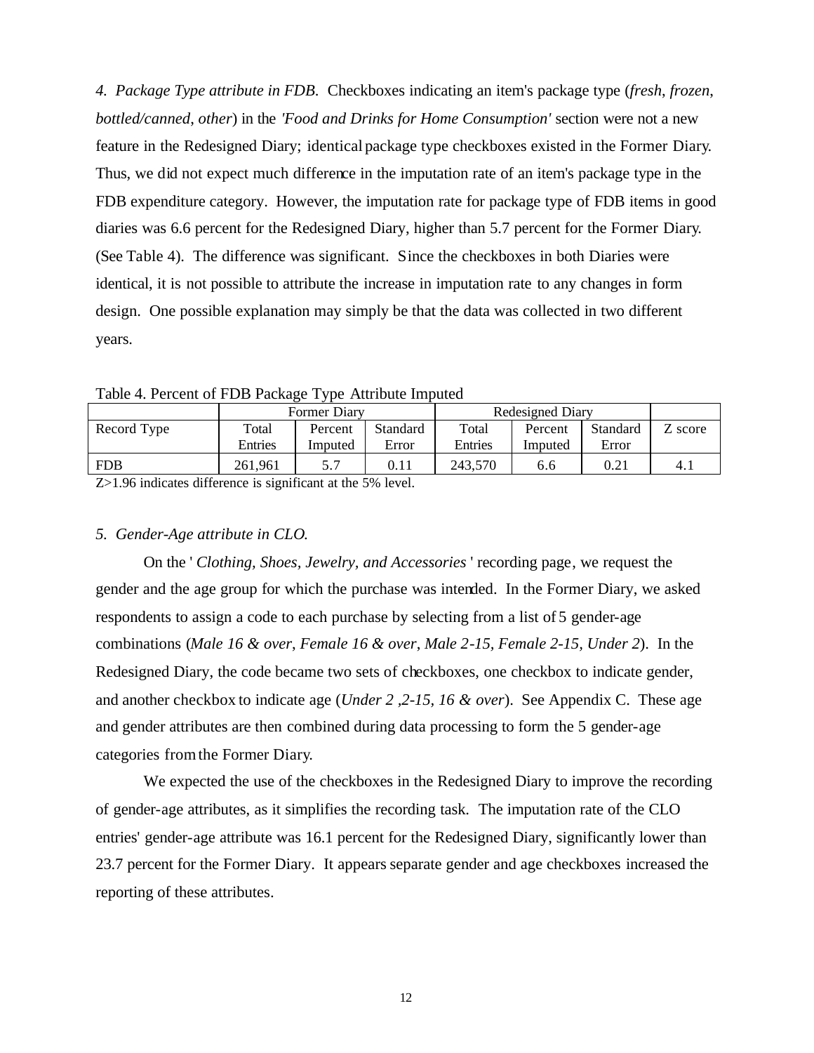*4. Package Type attribute in FDB.* Checkboxes indicating an item's package type (*fresh*, *frozen*, *bottled/canned*, *other*) in the *'Food and Drinks for Home Consumption'* section were not a new feature in the Redesigned Diary; identical package type checkboxes existed in the Former Diary. Thus, we did not expect much difference in the imputation rate of an item's package type in the FDB expenditure category. However, the imputation rate for package type of FDB items in good diaries was 6.6 percent for the Redesigned Diary, higher than 5.7 percent for the Former Diary. (See Table 4). The difference was significant. Since the checkboxes in both Diaries were identical, it is not possible to attribute the increase in imputation rate to any changes in form design. One possible explanation may simply be that the data was collected in two different years.

Table 4. Percent of FDB Package Type Attribute Imputed

| | Former Diary | | | Redesigned Diary | | | |
|---|---|---|---|---|---|---|---|
| Record Type | Total Entries | Percent Imputed | Standard Error | Total Entries | Percent Imputed | Standard Error | Z score |
| FDB | 261,961 | 5.7 | 0.11 | 243,570 | 6.6 | 0.21 | 4.1 |

Z>1.96 indicates difference is significant at the 5% level.

*5. Gender-Age attribute in CLO.*

On the '*Clothing, Shoes, Jewelry, and Accessories*' recording page, we request the gender and the age group for which the purchase was intended. In the Former Diary, we asked respondents to assign a code to each purchase by selecting from a list of 5 gender-age combinations (*Male 16 & over, Female 16 & over, Male 2-15, Female 2-15, Under 2*). In the Redesigned Diary, the code became two sets of checkboxes, one checkbox to indicate gender, and another checkbox to indicate age (*Under 2 ,2-15, 16 & over*). See Appendix C. These age and gender attributes are then combined during data processing to form the 5 gender-age categories from the Former Diary.

We expected the use of the checkboxes in the Redesigned Diary to improve the recording of gender-age attributes, as it simplifies the recording task. The imputation rate of the CLO entries' gender-age attribute was 16.1 percent for the Redesigned Diary, significantly lower than 23.7 percent for the Former Diary. It appears separate gender and age checkboxes increased the reporting of these attributes.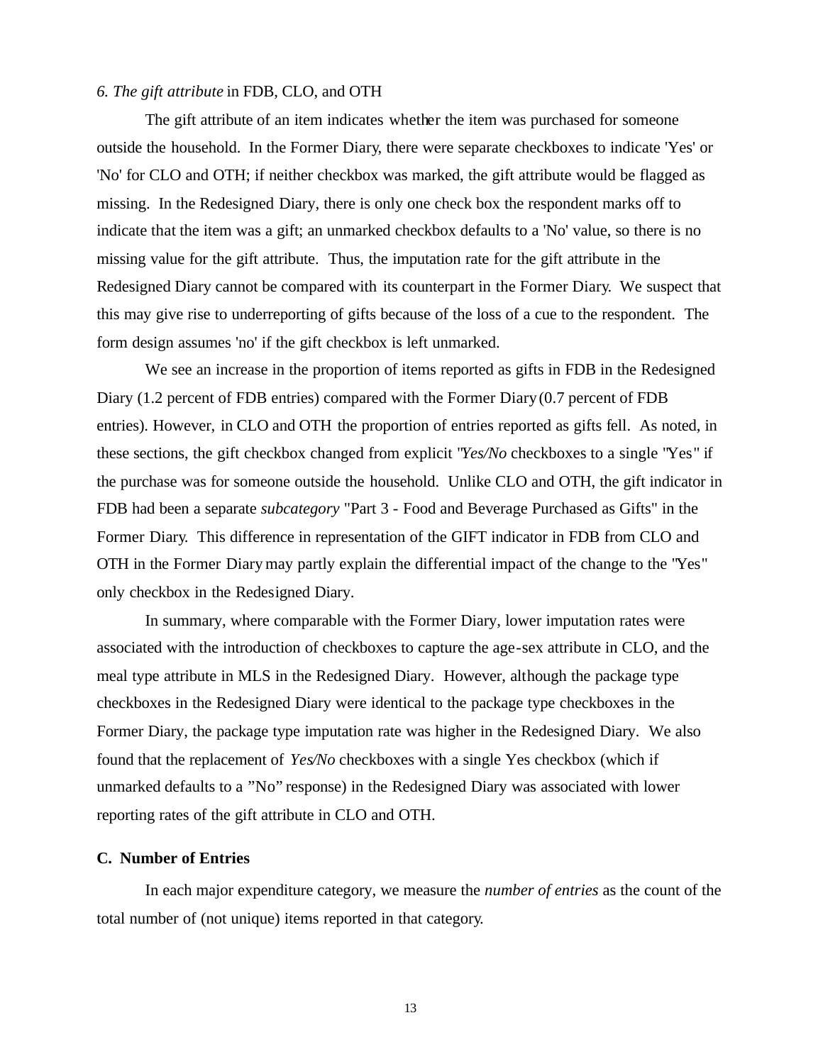*6. The gift attribute* in FDB, CLO, and OTH

The gift attribute of an item indicates whether the item was purchased for someone outside the household. In the Former Diary, there were separate checkboxes to indicate 'Yes' or 'No' for CLO and OTH; if neither checkbox was marked, the gift attribute would be flagged as missing. In the Redesigned Diary, there is only one check box the respondent marks off to indicate that the item was a gift; an unmarked checkbox defaults to a 'No' value, so there is no missing value for the gift attribute. Thus, the imputation rate for the gift attribute in the Redesigned Diary cannot be compared with its counterpart in the Former Diary. We suspect that this may give rise to underreporting of gifts because of the loss of a cue to the respondent. The form design assumes 'no' if the gift checkbox is left unmarked.

We see an increase in the proportion of items reported as gifts in FDB in the Redesigned Diary (1.2 percent of FDB entries) compared with the Former Diary (0.7 percent of FDB entries). However, in CLO and OTH the proportion of entries reported as gifts fell. As noted, in these sections, the gift checkbox changed from explicit "*Yes/No* checkboxes to a single "Yes" if the purchase was for someone outside the household. Unlike CLO and OTH, the gift indicator in FDB had been a separate *subcategory* "Part 3 - Food and Beverage Purchased as Gifts" in the Former Diary. This difference in representation of the GIFT indicator in FDB from CLO and OTH in the Former Diary may partly explain the differential impact of the change to the "Yes" only checkbox in the Redesigned Diary.

In summary, where comparable with the Former Diary, lower imputation rates were associated with the introduction of checkboxes to capture the age-sex attribute in CLO, and the meal type attribute in MLS in the Redesigned Diary. However, although the package type checkboxes in the Redesigned Diary were identical to the package type checkboxes in the Former Diary, the package type imputation rate was higher in the Redesigned Diary. We also found that the replacement of *Yes/No* checkboxes with a single Yes checkbox (which if unmarked defaults to a "No" response) in the Redesigned Diary was associated with lower reporting rates of the gift attribute in CLO and OTH.

### C. Number of Entries

In each major expenditure category, we measure the *number of entries* as the count of the total number of (not unique) items reported in that category.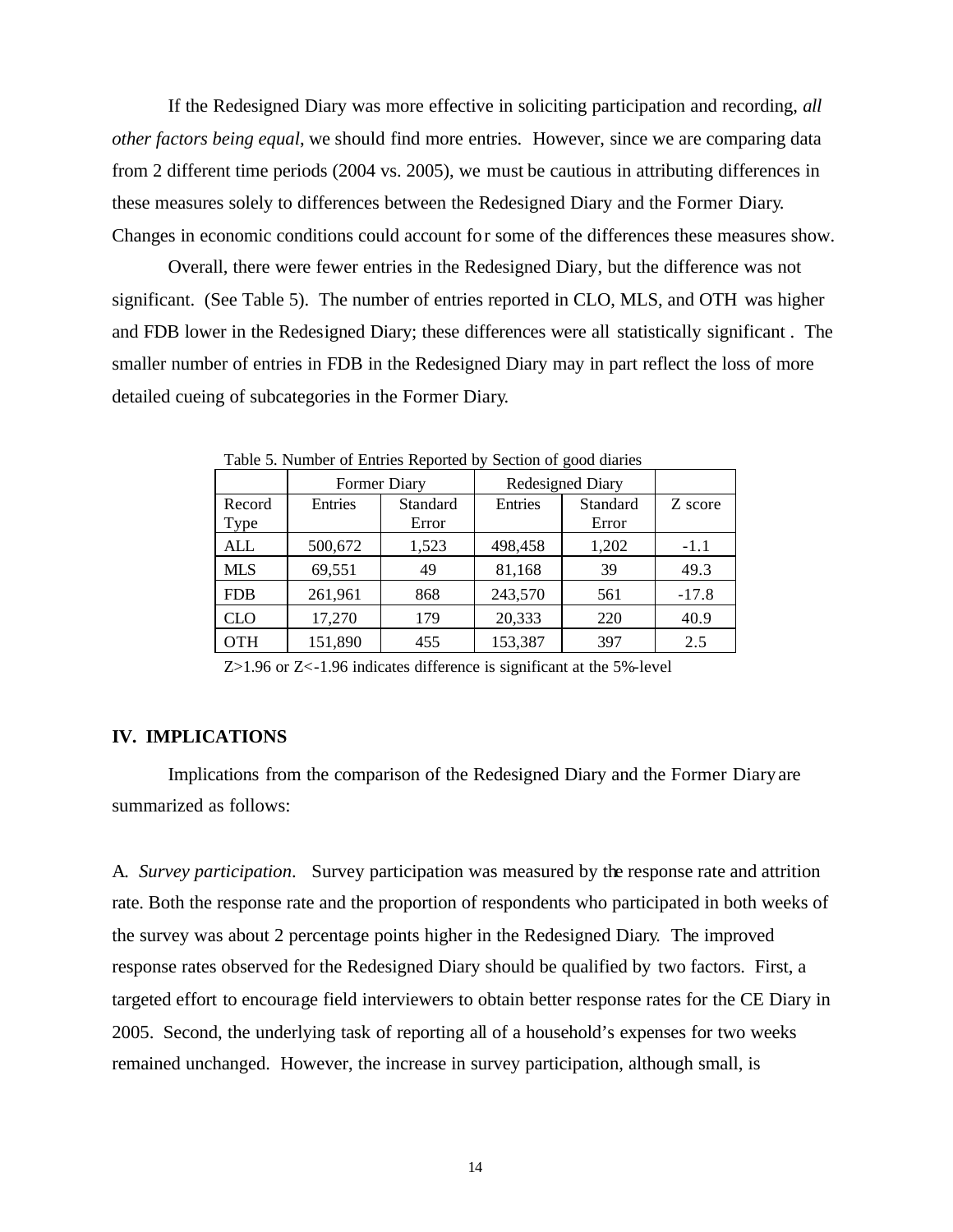If the Redesigned Diary was more effective in soliciting participation and recording, *all other factors being equal*, we should find more entries. However, since we are comparing data from 2 different time periods (2004 vs. 2005), we must be cautious in attributing differences in these measures solely to differences between the Redesigned Diary and the Former Diary. Changes in economic conditions could account for some of the differences these measures show.

Overall, there were fewer entries in the Redesigned Diary, but the difference was not significant. (See Table 5). The number of entries reported in CLO, MLS, and OTH was higher and FDB lower in the Redesigned Diary; these differences were all statistically significant. The smaller number of entries in FDB in the Redesigned Diary may in part reflect the loss of more detailed cueing of subcategories in the Former Diary.

Table 5. Number of Entries Reported by Section of good diaries

| | Former Diary | | Redesigned Diary | | |
|---|---|---|---|---|---|
| Record Type | Entries | Standard Error | Entries | Standard Error | Z score |
| ALL | 500,672 | 1,523 | 498,458 | 1,202 | -1.1 |
| MLS | 69,551 | 49 | 81,168 | 39 | 49.3 |
| FDB | 261,961 | 868 | 243,570 | 561 | -17.8 |
| CLO | 17,270 | 179 | 20,333 | 220 | 40.9 |
| OTH | 151,890 | 455 | 153,387 | 397 | 2.5 |

$Z>1.96$ or $Z<-1.96$ indicates difference is significant at the 5%-level

## IV. IMPLICATIONS

Implications from the comparison of the Redesigned Diary and the Former Diary are summarized as follows:

A. *Survey participation*. Survey participation was measured by the response rate and attrition rate. Both the response rate and the proportion of respondents who participated in both weeks of the survey was about 2 percentage points higher in the Redesigned Diary. The improved response rates observed for the Redesigned Diary should be qualified by two factors. First, a targeted effort to encourage field interviewers to obtain better response rates for the CE Diary in 2005. Second, the underlying task of reporting all of a household's expenses for two weeks remained unchanged. However, the increase in survey participation, although small, is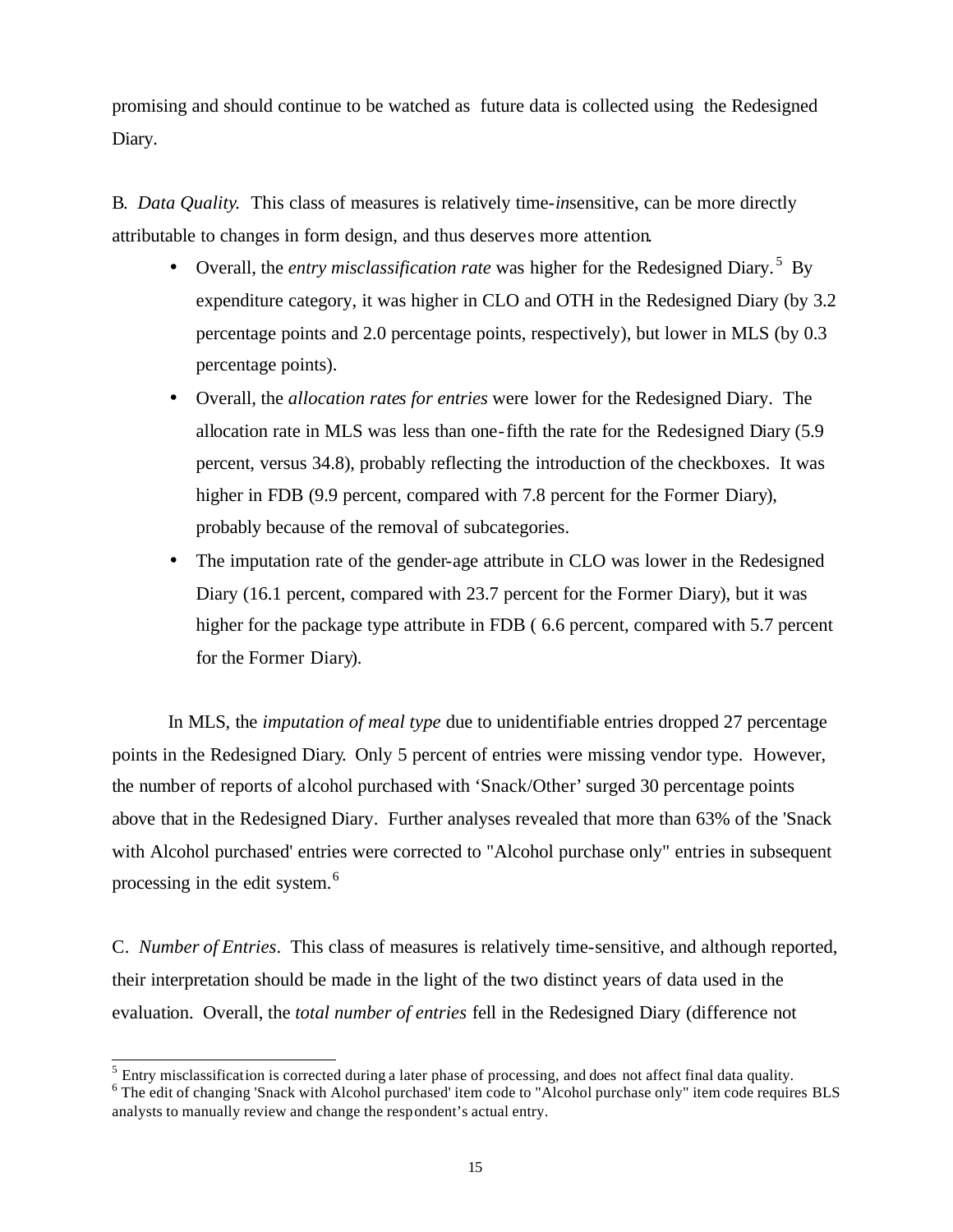promising and should continue to be watched as future data is collected using the Redesigned Diary.

B. *Data Quality*. This class of measures is relatively time-*in*sensitive, can be more directly attributable to changes in form design, and thus deserves more attention.

- Overall, the *entry misclassification rate* was higher for the Redesigned Diary.[5] By expenditure category, it was higher in CLO and OTH in the Redesigned Diary (by 3.2 percentage points and 2.0 percentage points, respectively), but lower in MLS (by 0.3 percentage points).
- Overall, the *allocation rates for entries* were lower for the Redesigned Diary. The allocation rate in MLS was less than one-fifth the rate for the Redesigned Diary (5.9 percent, versus 34.8), probably reflecting the introduction of the checkboxes. It was higher in FDB (9.9 percent, compared with 7.8 percent for the Former Diary), probably because of the removal of subcategories.
- The imputation rate of the gender-age attribute in CLO was lower in the Redesigned Diary (16.1 percent, compared with 23.7 percent for the Former Diary), but it was higher for the package type attribute in FDB ( 6.6 percent, compared with 5.7 percent for the Former Diary).

In MLS, the *imputation of meal type* due to unidentifiable entries dropped 27 percentage points in the Redesigned Diary. Only 5 percent of entries were missing vendor type. However, the number of reports of alcohol purchased with 'Snack/Other' surged 30 percentage points above that in the Redesigned Diary. Further analyses revealed that more than 63% of the 'Snack with Alcohol purchased' entries were corrected to "Alcohol purchase only" entries in subsequent processing in the edit system.[6]

C. *Number of Entries*. This class of measures is relatively time-sensitive, and although reported, their interpretation should be made in the light of the two distinct years of data used in the evaluation. Overall, the *total number of entries* fell in the Redesigned Diary (difference not

---

[5] Entry misclassification is corrected during a later phase of processing, and does not affect final data quality.

[6] The edit of changing 'Snack with Alcohol purchased' item code to "Alcohol purchase only" item code requires BLS analysts to manually review and change the respondent's actual entry.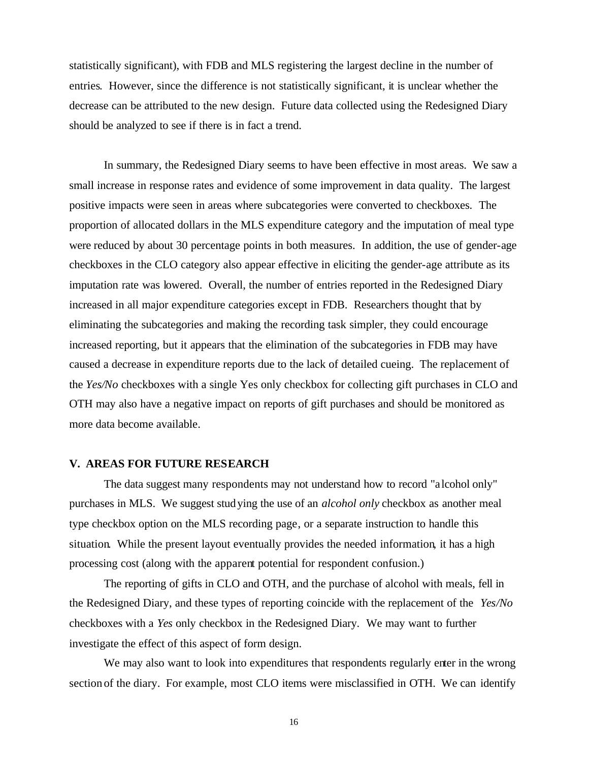statistically significant), with FDB and MLS registering the largest decline in the number of entries. However, since the difference is not statistically significant, it is unclear whether the decrease can be attributed to the new design. Future data collected using the Redesigned Diary should be analyzed to see if there is in fact a trend.

In summary, the Redesigned Diary seems to have been effective in most areas. We saw a small increase in response rates and evidence of some improvement in data quality. The largest positive impacts were seen in areas where subcategories were converted to checkboxes. The proportion of allocated dollars in the MLS expenditure category and the imputation of meal type were reduced by about 30 percentage points in both measures. In addition, the use of gender-age checkboxes in the CLO category also appear effective in eliciting the gender-age attribute as its imputation rate was lowered. Overall, the number of entries reported in the Redesigned Diary increased in all major expenditure categories except in FDB. Researchers thought that by eliminating the subcategories and making the recording task simpler, they could encourage increased reporting, but it appears that the elimination of the subcategories in FDB may have caused a decrease in expenditure reports due to the lack of detailed cueing. The replacement of the *Yes/No* checkboxes with a single Yes only checkbox for collecting gift purchases in CLO and OTH may also have a negative impact on reports of gift purchases and should be monitored as more data become available.

## V. AREAS FOR FUTURE RESEARCH

The data suggest many respondents may not understand how to record "alcohol only" purchases in MLS. We suggest studying the use of an *alcohol only* checkbox as another meal type checkbox option on the MLS recording page, or a separate instruction to handle this situation. While the present layout eventually provides the needed information, it has a high processing cost (along with the apparent potential for respondent confusion.)

The reporting of gifts in CLO and OTH, and the purchase of alcohol with meals, fell in the Redesigned Diary, and these types of reporting coincide with the replacement of the *Yes/No* checkboxes with a *Yes* only checkbox in the Redesigned Diary. We may want to further investigate the effect of this aspect of form design.

We may also want to look into expenditures that respondents regularly enter in the wrong section of the diary. For example, most CLO items were misclassified in OTH. We can identify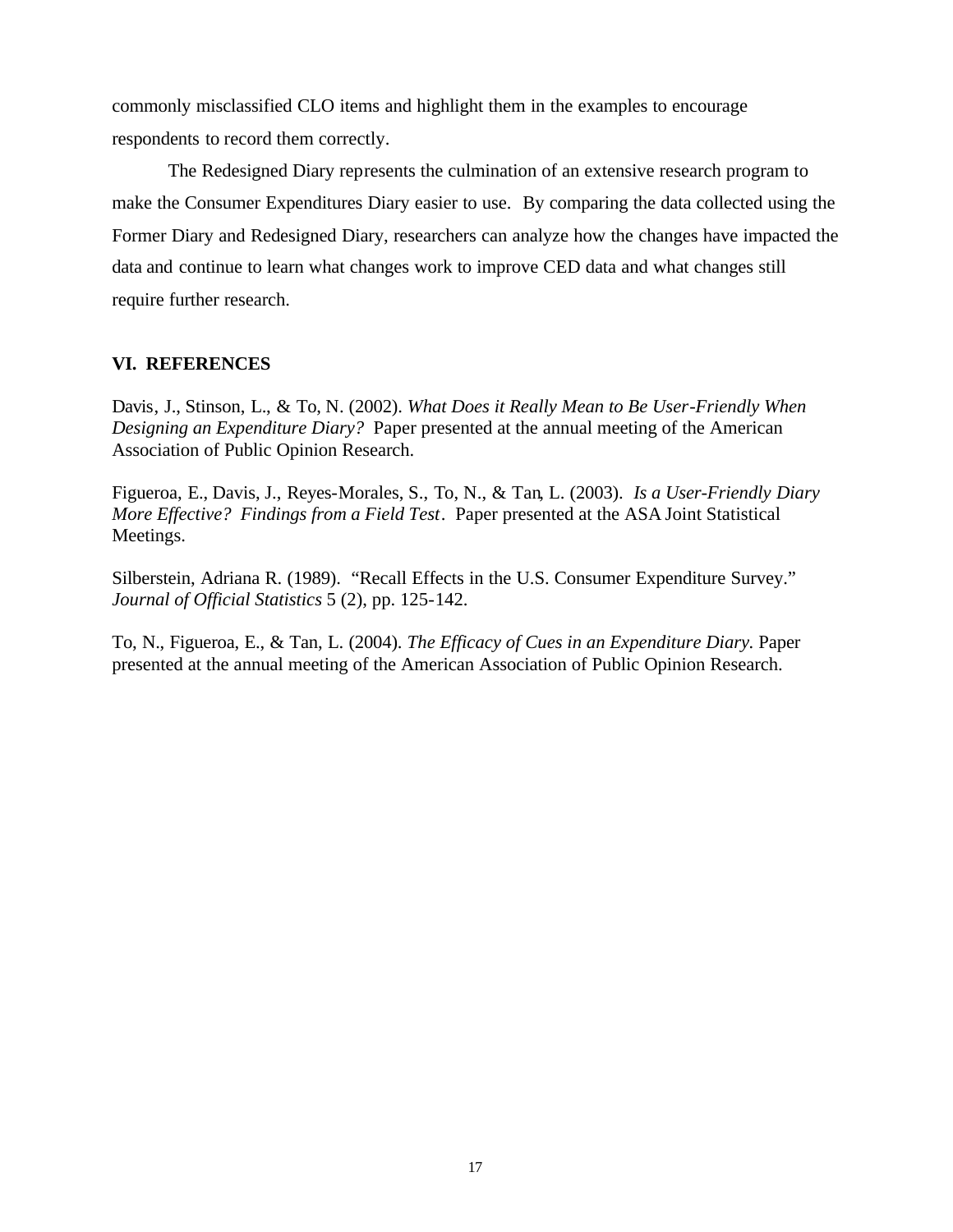commonly misclassified CLO items and highlight them in the examples to encourage respondents to record them correctly.

The Redesigned Diary represents the culmination of an extensive research program to make the Consumer Expenditures Diary easier to use. By comparing the data collected using the Former Diary and Redesigned Diary, researchers can analyze how the changes have impacted the data and continue to learn what changes work to improve CED data and what changes still require further research.

## VI. REFERENCES

Davis, J., Stinson, L., & To, N. (2002). *What Does it Really Mean to Be User-Friendly When Designing an Expenditure Diary?* Paper presented at the annual meeting of the American Association of Public Opinion Research.

Figueroa, E., Davis, J., Reyes-Morales, S., To, N., & Tan, L. (2003). *Is a User-Friendly Diary More Effective? Findings from a Field Test*. Paper presented at the ASA Joint Statistical Meetings.

Silberstein, Adriana R. (1989). "Recall Effects in the U.S. Consumer Expenditure Survey." *Journal of Official Statistics* 5 (2), pp. 125-142.

To, N., Figueroa, E., & Tan, L. (2004). *The Efficacy of Cues in an Expenditure Diary.* Paper presented at the annual meeting of the American Association of Public Opinion Research.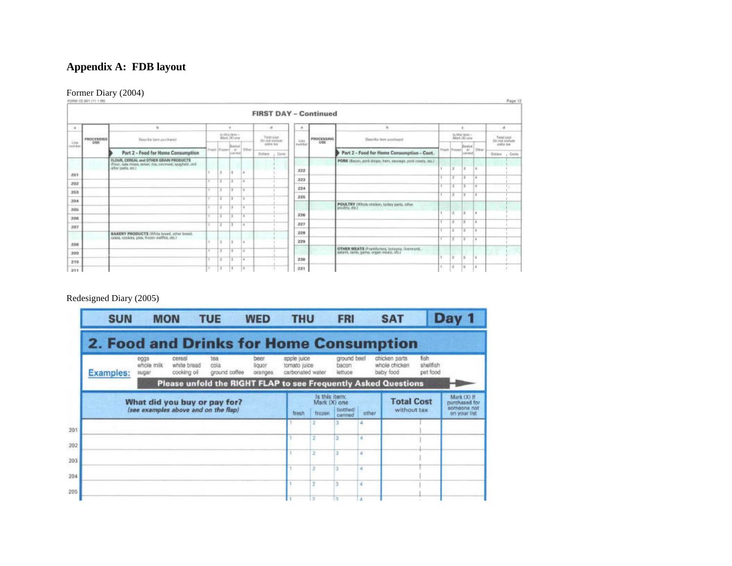# Appendix A: FDB layout

Former Diary (2004)

FORM CE-801 (11-1-00)

**FIRST DAY – Continued**

| a | | b | c | | | | d | a | | b | c | | | | d |
|---|---|---|---|---|---|---|---|---|---|---|---|---|---|---|---|
| Line number | PROCESSING USE | Describe item purchased | Is this item – Mark (X) one | | | | Total cost Do not include sales tax | Line number | PROCESSING USE | Describe item purchased | Is this item – Mark (X) one | | | | Total cost Do not include sales tax |
| | | Part 2 – Food for Home Consumption | Fresh | Frozen | Bottled or canned | Other | Dollars / Cents | | | Part 2 – Food for Home Consumption – Cont. | Fresh | Frozen | Bottled or canned | Other | Dollars / Cents |
| | | FLOUR, CEREAL and OTHER GRAIN PRODUCTS (Flour, cake mixes, cereal, rice, cornmeal, spaghetti, and other pasta, etc.) | | | | | | | | PORK (Bacon, pork chops, ham, sausage, pork roasts, etc.) | | | | | |
| 201 | | | 1 | 2 | 3 | 4 | | 222 | | | 1 | 2 | 3 | 4 | |
| 202 | | | 1 | 2 | 3 | 4 | | 223 | | | 1 | 2 | 3 | 4 | |
| 203 | | | 1 | 2 | 3 | 4 | | 224 | | | 1 | 2 | 3 | 4 | |
| 204 | | | 1 | 2 | 3 | 4 | | 225 | | | 1 | 2 | 3 | 4 | |
| 205 | | | 1 | 2 | 3 | 4 | | | | POULTRY (Whole chicken, turkey parts, other poultry, etc.) | | | | | |
| 206 | | | 1 | 2 | 3 | 4 | | 226 | | | 1 | 2 | 3 | 4 | |
| 207 | | | 1 | 2 | 3 | 4 | | 227 | | | 1 | 2 | 3 | 4 | |
| | | BAKERY PRODUCTS (White bread, other bread, cakes, cookies, pies, frozen waffles, etc.) | | | | | | 228 | | | 1 | 2 | 3 | 4 | |
| 208 | | | 1 | 2 | 3 | 4 | | 229 | | | 1 | 2 | 3 | 4 | |
| 209 | | | 1 | 2 | 3 | 4 | | | | OTHER MEATS (Frankfurters, bologna, liverwurst, salami, lamb, game, organ meats, etc.) | | | | | |
| 210 | | | 1 | 2 | 3 | 4 | | 230 | | | 1 | 2 | 3 | 4 | |
| 211 | | | 1 | 2 | 3 | 4 | | 231 | | | 1 | 2 | 3 | 4 | |

Redesigned Diary (2005)

SUN MON TUE WED THU FRI SAT **Day 1**

## 2. Food and Drinks for Home Consumption

**Examples:** eggs, whole milk, sugar, cereal, white bread, cooking oil, tea, cola, ground coffee, beer, liquor, oranges, apple juice, tomato juice, carbonated water, ground beef, bacon, lettuce, chicken parts, whole chicken, baby food, fish, shellfish, pet food

**Please unfold the RIGHT FLAP to see Frequently Asked Questions**

| | What did you buy or pay for? *(see examples above and on the flap)* | Is this item: Mark (X) one | | | | Total Cost without tax | Mark (X) if purchased for someone not on your list |
|---|---|---|---|---|---|---|---|
| | | fresh | frozen | bottled/ canned | other | | |
| 201 | | 1 | 2 | 3 | 4 | | |
| 202 | | 1 | 2 | 3 | 4 | | |
| 203 | | 1 | 2 | 3 | 4 | | |
| 204 | | 1 | 2 | 3 | 4 | | |
| 205 | | 1 | 2 | 3 | 4 | | |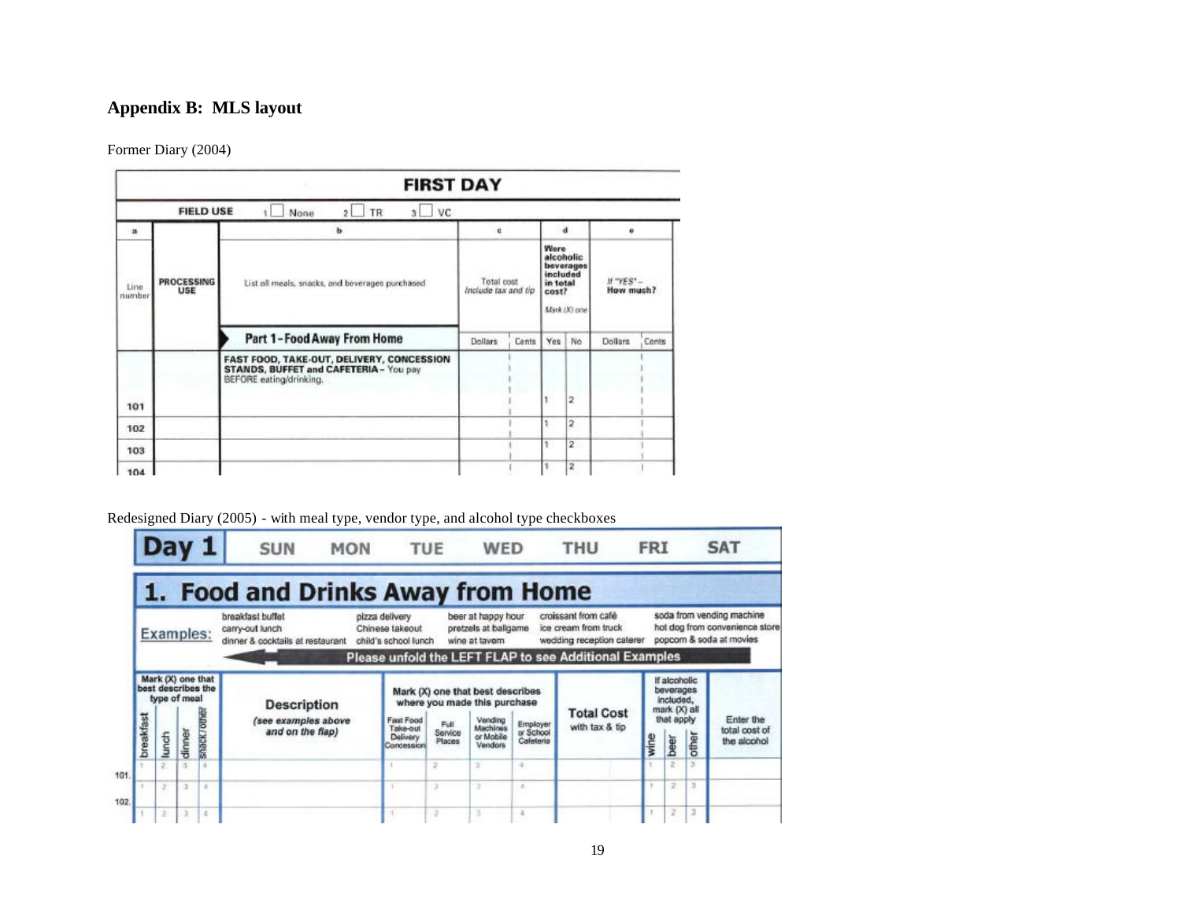## Appendix B: MLS layout

Former Diary (2004)

**FIRST DAY**

| FIELD USE | 1 ☐ None | 2 ☐ TR | 3 ☐ VC | | | | | | |
|---|---|---|---|---|---|---|---|---|---|
| a | | b | c | | d | | e | | |
| Line number | PROCESSING USE | List all meals, snacks, and beverages purchased | Total cost *Include tax and tip* | | **Were alcoholic beverages included in total cost?** *Mark (X) one* | | *If "YES" –* **How much?** | | |
| | | **Part 1 – Food Away From Home** | Dollars | Cents | Yes | No | Dollars | Cents | |
| 101 | | **FAST FOOD, TAKE-OUT, DELIVERY, CONCESSION STANDS, BUFFET and CAFETERIA –** You pay BEFORE eating/drinking. | | | 1 | 2 | | | |
| 102 | | | | | 1 | 2 | | | |
| 103 | | | | | 1 | 2 | | | |
| 104 | | | | | 1 | 2 | | | |

Redesigned Diary (2005) - with meal type, vendor type, and alcohol type checkboxes

**Day 1** SUN MON TUE WED THU FRI SAT

**1. Food and Drinks Away from Home**

**Examples:** breakfast buffet, carry-out lunch, dinner & cocktails at restaurant; pizza delivery, Chinese takeout, child's school lunch; beer at happy hour, pretzels at ballgame, wine at tavern; croissant from café, ice cream from truck, wedding reception caterer; soda from vending machine, hot dog from convenience store, popcorn & soda at movies

**Please unfold the LEFT FLAP to see Additional Examples**

| Mark (X) one that best describes the type of meal | | | | Description *(see examples above and on the flap)* | Mark (X) one that best describes where you made this purchase | | | | Total Cost with tax & tip | If alcoholic beverages included, mark (X) all that apply | | | Enter the total cost of the alcohol |
|---|---|---|---|---|---|---|---|---|---|---|---|---|---|
| breakfast | lunch | dinner | snack/other | | Fast Food Take-out Delivery Concession | Full Service Places | Vending Machines or Mobile Vendors | Employer or School Cafeteria | | wine | beer | other | |
| 1 | 2 | 3 | 4 | | 1 | 2 | 3 | 4 | | 1 | 2 | 3 | |
| 1 | 2 | 3 | 4 | | 1 | 2 | 3 | 4 | | 1 | 2 | 3 | |
| 1 | 2 | 3 | 4 | | 1 | 2 | 3 | 4 | | 1 | 2 | 3 | |

101.
102.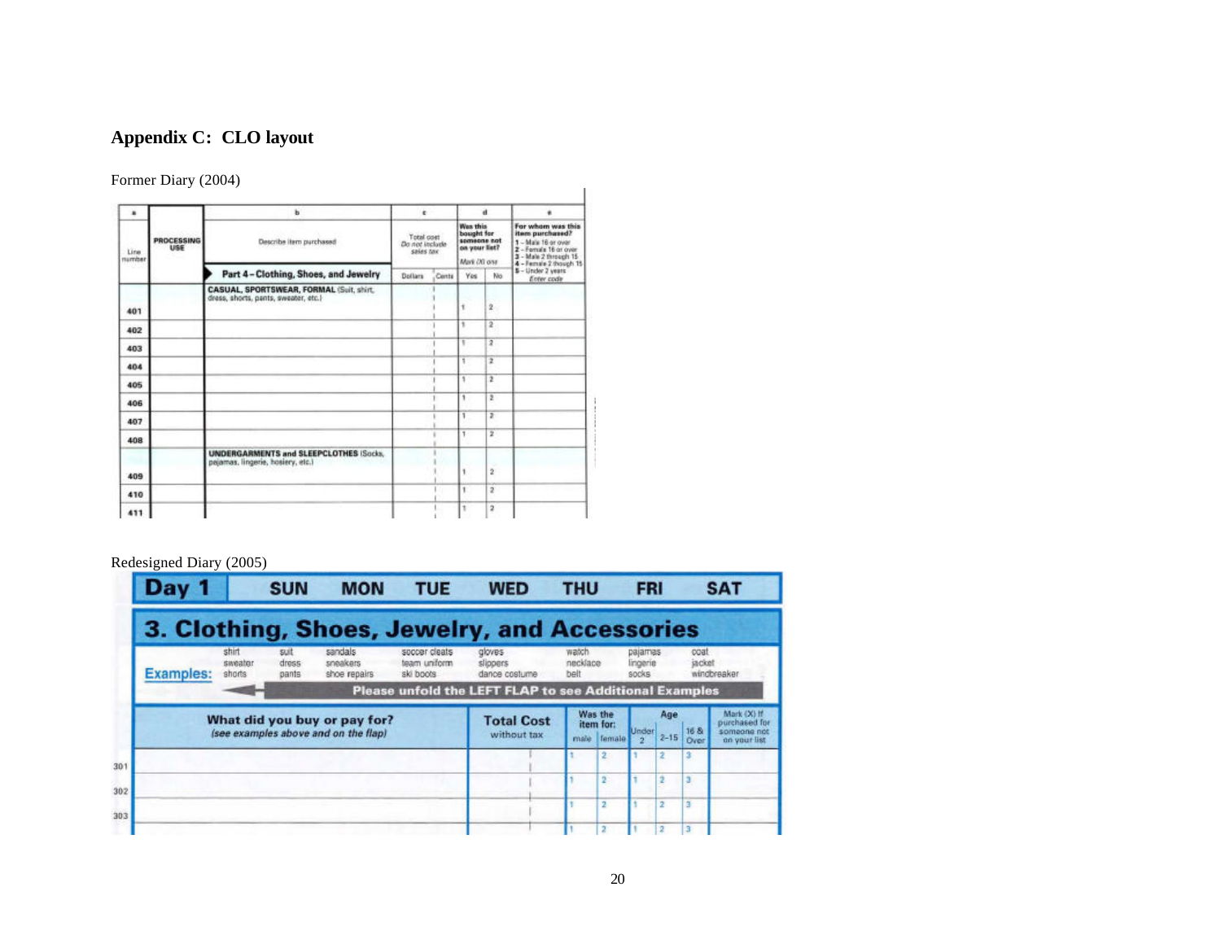## Appendix C: CLO layout

Former Diary (2004)

| a | | b | c | | d | | e |
|---|---|---|---|---|---|---|---|
| Line number | PROCESSING USE | Describe item purchased | Total cost *Do not include sales tax* | | Was this bought for someone not on your list? *Mark (X) one* | | For whom was this item purchased? 1 – Male 16 or over 2 – Female 16 or over 3 – Male 2 through 15 4 – Female 2 though 15 5 – Under 2 years *Enter code* |
| | | **Part 4 – Clothing, Shoes, and Jewelry** | Dollars | Cents | Yes | No | |
| 401 | | **CASUAL, SPORTSWEAR, FORMAL** (Suit, shirt, dress, shorts, pants, sweater, etc.) | | | 1 | 2 | |
| 402 | | | | | 1 | 2 | |
| 403 | | | | | 1 | 2 | |
| 404 | | | | | 1 | 2 | |
| 405 | | | | | 1 | 2 | |
| 406 | | | | | 1 | 2 | |
| 407 | | | | | 1 | 2 | |
| 408 | | | | | 1 | 2 | |
| 409 | | **UNDERGARMENTS and SLEEPCLOTHES** (Socks, pajamas, lingerie, hosiery, etc.) | | | 1 | 2 | |
| 410 | | | | | 1 | 2 | |
| 411 | | | | | 1 | 2 | |

Redesigned Diary (2005)

**Day 1** SUN MON TUE WED THU FRI SAT

**3. Clothing, Shoes, Jewelry, and Accessories**

**Examples:** shirt sweater shorts suit dress pants sandals sneakers shoe repairs soccer cleats team uniform ski boots gloves slippers dance costume watch necklace belt pajamas lingerie socks coat jacket windbreaker

**Please unfold the LEFT FLAP to see Additional Examples**

| | What did you buy or pay for? *(see examples above and on the flap)* | Total Cost without tax | Was the item for: | | Age | | | Mark (X) if purchased for someone not on your list |
|---|---|---|---|---|---|---|---|---|
| | | | male | female | Under 2 | 2-15 | 16 & Over | |
| 301 | | | 1 | 2 | 1 | 2 | 3 | |
| 302 | | | 1 | 2 | 1 | 2 | 3 | |
| 303 | | | 1 | 2 | 1 | 2 | 3 | |
| | | | 1 | 2 | 1 | 2 | 3 | |